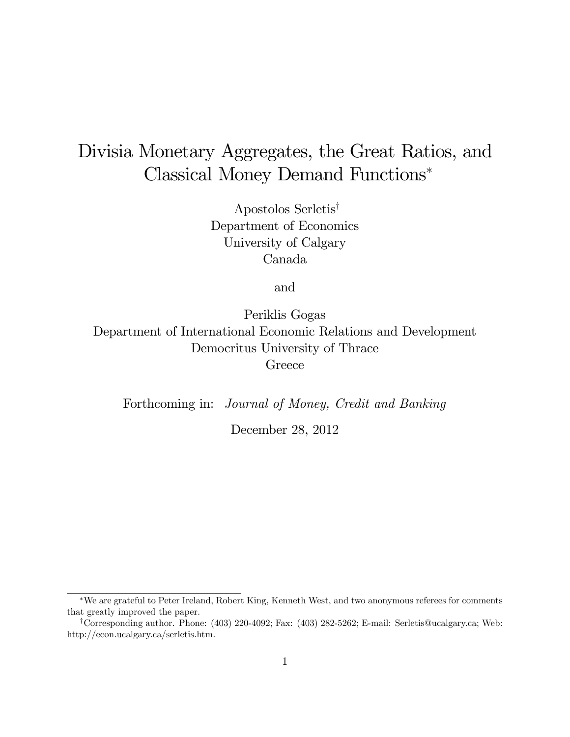# Divisia Monetary Aggregates, the Great Ratios, and Classical Money Demand Functions[*]

Apostolos Serletis[†]
Department of Economics
University of Calgary
Canada

and

Periklis Gogas
Department of International Economic Relations and Development
Democritus University of Thrace
Greece

Forthcoming in: *Journal of Money, Credit and Banking*

December 28, 2012

---

[*] We are grateful to Peter Ireland, Robert King, Kenneth West, and two anonymous referees for comments that greatly improved the paper.

[†] Corresponding author. Phone: (403) 220-4092; Fax: (403) 282-5262; E-mail: Serletis@ucalgary.ca; Web: http://econ.ucalgary.ca/serletis.htm.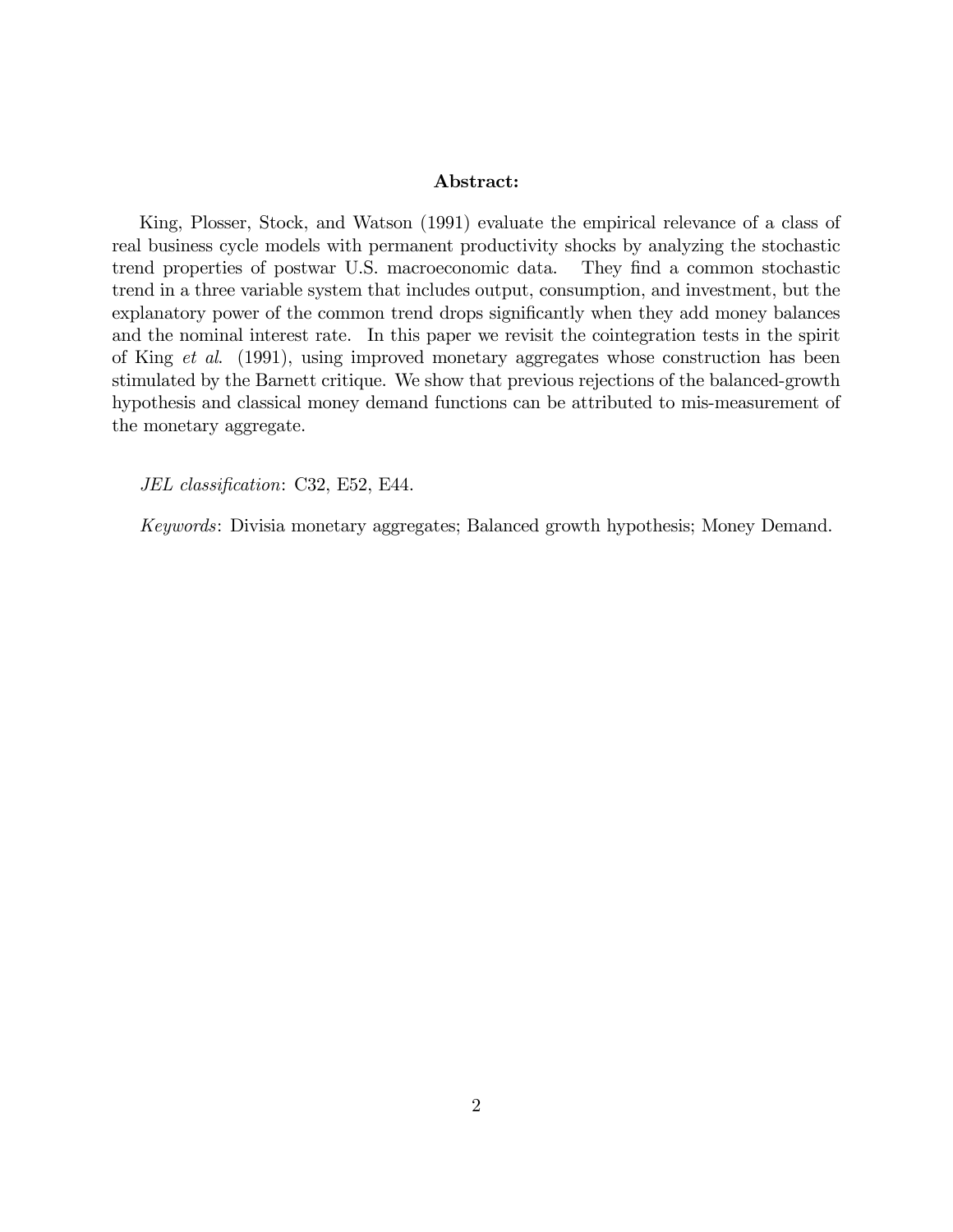**Abstract:**

King, Plosser, Stock, and Watson (1991) evaluate the empirical relevance of a class of real business cycle models with permanent productivity shocks by analyzing the stochastic trend properties of postwar U.S. macroeconomic data. They find a common stochastic trend in a three variable system that includes output, consumption, and investment, but the explanatory power of the common trend drops significantly when they add money balances and the nominal interest rate. In this paper we revisit the cointegration tests in the spirit of King *et al*. (1991), using improved monetary aggregates whose construction has been stimulated by the Barnett critique. We show that previous rejections of the balanced-growth hypothesis and classical money demand functions can be attributed to mis-measurement of the monetary aggregate.

*JEL classification*: C32, E52, E44.

*Keywords*: Divisia monetary aggregates; Balanced growth hypothesis; Money Demand.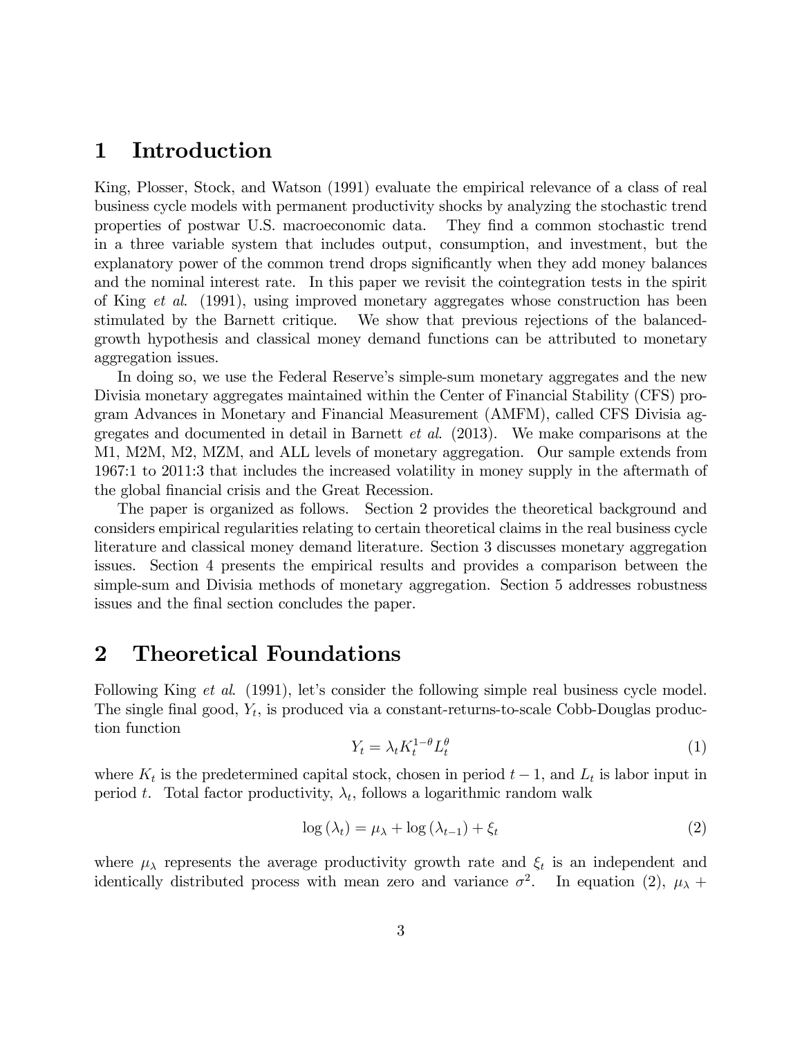# 1 Introduction

King, Plosser, Stock, and Watson (1991) evaluate the empirical relevance of a class of real business cycle models with permanent productivity shocks by analyzing the stochastic trend properties of postwar U.S. macroeconomic data. They find a common stochastic trend in a three variable system that includes output, consumption, and investment, but the explanatory power of the common trend drops significantly when they add money balances and the nominal interest rate. In this paper we revisit the cointegration tests in the spirit of King *et al*. (1991), using improved monetary aggregates whose construction has been stimulated by the Barnett critique. We show that previous rejections of the balanced-growth hypothesis and classical money demand functions can be attributed to monetary aggregation issues.

In doing so, we use the Federal Reserve's simple-sum monetary aggregates and the new Divisia monetary aggregates maintained within the Center of Financial Stability (CFS) program Advances in Monetary and Financial Measurement (AMFM), called CFS Divisia aggregates and documented in detail in Barnett *et al*. (2013). We make comparisons at the M1, M2M, M2, MZM, and ALL levels of monetary aggregation. Our sample extends from 1967:1 to 2011:3 that includes the increased volatility in money supply in the aftermath of the global financial crisis and the Great Recession.

The paper is organized as follows. Section 2 provides the theoretical background and considers empirical regularities relating to certain theoretical claims in the real business cycle literature and classical money demand literature. Section 3 discusses monetary aggregation issues. Section 4 presents the empirical results and provides a comparison between the simple-sum and Divisia methods of monetary aggregation. Section 5 addresses robustness issues and the final section concludes the paper.

# 2 Theoretical Foundations

Following King *et al*. (1991), let's consider the following simple real business cycle model. The single final good, $Y_t$, is produced via a constant-returns-to-scale Cobb-Douglas production function

$$Y_t = \lambda_t K_t^{1-\theta} L_t^{\theta} \tag{1}$$

where $K_t$ is the predetermined capital stock, chosen in period $t-1$, and $L_t$ is labor input in period $t$. Total factor productivity, $\lambda_t$, follows a logarithmic random walk

$$\log(\lambda_t) = \mu_\lambda + \log(\lambda_{t-1}) + \xi_t \tag{2}$$

where $\mu_\lambda$ represents the average productivity growth rate and $\xi_t$ is an independent and identically distributed process with mean zero and variance $\sigma^2$. In equation (2), $\mu_\lambda +$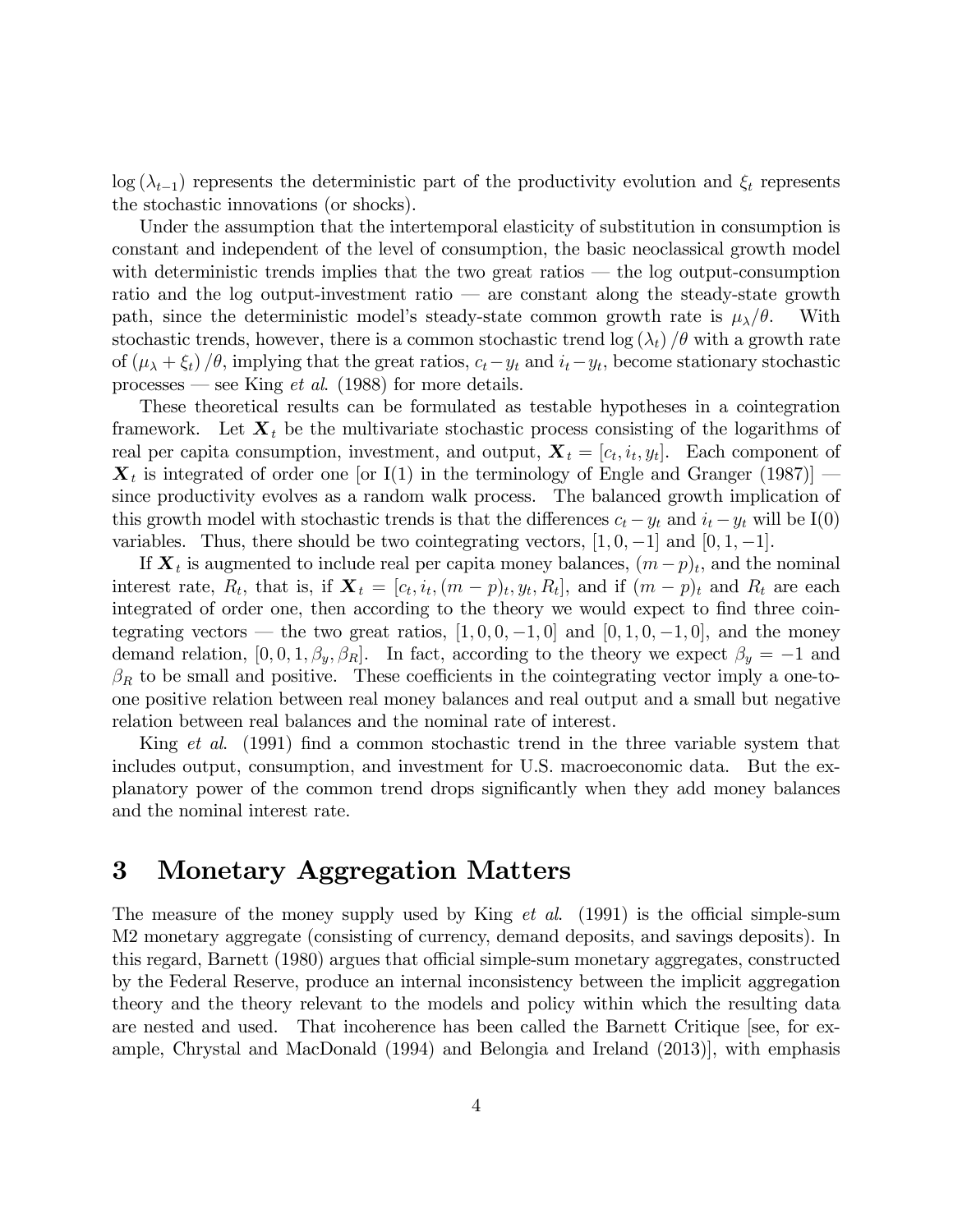$\log(\lambda_{t-1})$ represents the deterministic part of the productivity evolution and $\xi_t$ represents the stochastic innovations (or shocks).

Under the assumption that the intertemporal elasticity of substitution in consumption is constant and independent of the level of consumption, the basic neoclassical growth model with deterministic trends implies that the two great ratios — the log output-consumption ratio and the log output-investment ratio — are constant along the steady-state growth path, since the deterministic model's steady-state common growth rate is $\mu_\lambda/\theta$. With stochastic trends, however, there is a common stochastic trend $\log(\lambda_t)/\theta$ with a growth rate of $(\mu_\lambda + \xi_t)/\theta$, implying that the great ratios, $c_t - y_t$ and $i_t - y_t$, become stationary stochastic processes — see King *et al.* (1988) for more details.

These theoretical results can be formulated as testable hypotheses in a cointegration framework. Let $\boldsymbol{X}_t$ be the multivariate stochastic process consisting of the logarithms of real per capita consumption, investment, and output, $\boldsymbol{X}_t = [c_t, i_t, y_t]$. Each component of $\boldsymbol{X}_t$ is integrated of order one [or I(1) in the terminology of Engle and Granger (1987)] — since productivity evolves as a random walk process. The balanced growth implication of this growth model with stochastic trends is that the differences $c_t - y_t$ and $i_t - y_t$ will be I(0) variables. Thus, there should be two cointegrating vectors, $[1, 0, -1]$ and $[0, 1, -1]$.

If $\boldsymbol{X}_t$ is augmented to include real per capita money balances, $(m-p)_t$, and the nominal interest rate, $R_t$, that is, if $\boldsymbol{X}_t = [c_t, i_t, (m-p)_t, y_t, R_t]$, and if $(m-p)_t$ and $R_t$ are each integrated of order one, then according to the theory we would expect to find three cointegrating vectors — the two great ratios, $[1, 0, 0, -1, 0]$ and $[0, 1, 0, -1, 0]$, and the money demand relation, $[0, 0, 1, \beta_y, \beta_R]$. In fact, according to the theory we expect $\beta_y = -1$ and $\beta_R$ to be small and positive. These coefficients in the cointegrating vector imply a one-to-one positive relation between real money balances and real output and a small but negative relation between real balances and the nominal rate of interest.

King *et al.* (1991) find a common stochastic trend in the three variable system that includes output, consumption, and investment for U.S. macroeconomic data. But the explanatory power of the common trend drops significantly when they add money balances and the nominal interest rate.

# 3 Monetary Aggregation Matters

The measure of the money supply used by King *et al.* (1991) is the official simple-sum M2 monetary aggregate (consisting of currency, demand deposits, and savings deposits). In this regard, Barnett (1980) argues that official simple-sum monetary aggregates, constructed by the Federal Reserve, produce an internal inconsistency between the implicit aggregation theory and the theory relevant to the models and policy within which the resulting data are nested and used. That incoherence has been called the Barnett Critique [see, for example, Chrystal and MacDonald (1994) and Belongia and Ireland (2013)], with emphasis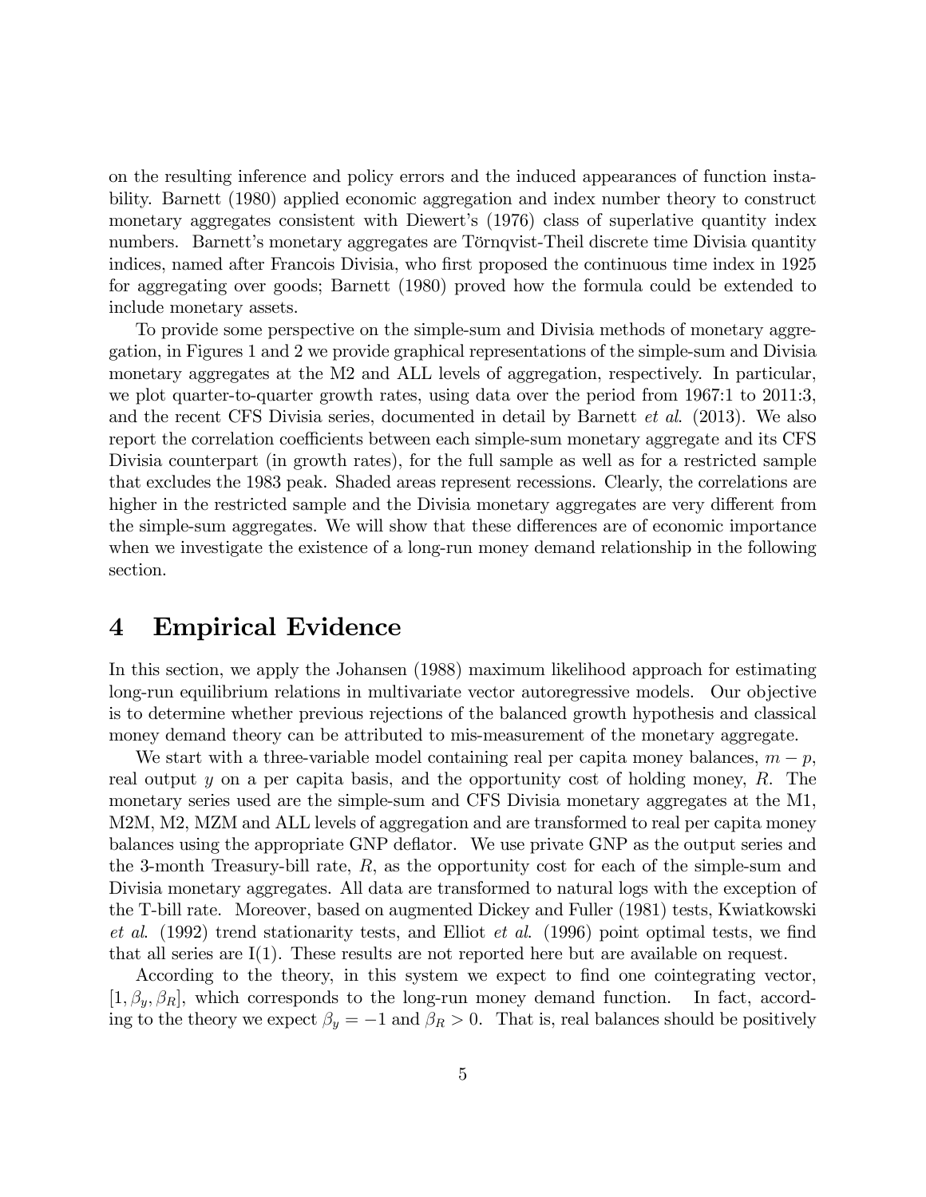on the resulting inference and policy errors and the induced appearances of function instability. Barnett (1980) applied economic aggregation and index number theory to construct monetary aggregates consistent with Diewert's (1976) class of superlative quantity index numbers. Barnett's monetary aggregates are Törnqvist-Theil discrete time Divisia quantity indices, named after Francois Divisia, who first proposed the continuous time index in 1925 for aggregating over goods; Barnett (1980) proved how the formula could be extended to include monetary assets.

To provide some perspective on the simple-sum and Divisia methods of monetary aggregation, in Figures 1 and 2 we provide graphical representations of the simple-sum and Divisia monetary aggregates at the M2 and ALL levels of aggregation, respectively. In particular, we plot quarter-to-quarter growth rates, using data over the period from 1967:1 to 2011:3, and the recent CFS Divisia series, documented in detail by Barnett *et al.* (2013). We also report the correlation coefficients between each simple-sum monetary aggregate and its CFS Divisia counterpart (in growth rates), for the full sample as well as for a restricted sample that excludes the 1983 peak. Shaded areas represent recessions. Clearly, the correlations are higher in the restricted sample and the Divisia monetary aggregates are very different from the simple-sum aggregates. We will show that these differences are of economic importance when we investigate the existence of a long-run money demand relationship in the following section.

# 4 Empirical Evidence

In this section, we apply the Johansen (1988) maximum likelihood approach for estimating long-run equilibrium relations in multivariate vector autoregressive models. Our objective is to determine whether previous rejections of the balanced growth hypothesis and classical money demand theory can be attributed to mis-measurement of the monetary aggregate.

We start with a three-variable model containing real per capita money balances, $m - p$, real output $y$ on a per capita basis, and the opportunity cost of holding money, $R$. The monetary series used are the simple-sum and CFS Divisia monetary aggregates at the M1, M2M, M2, MZM and ALL levels of aggregation and are transformed to real per capita money balances using the appropriate GNP deflator. We use private GNP as the output series and the 3-month Treasury-bill rate, $R$, as the opportunity cost for each of the simple-sum and Divisia monetary aggregates. All data are transformed to natural logs with the exception of the T-bill rate. Moreover, based on augmented Dickey and Fuller (1981) tests, Kwiatkowski *et al.* (1992) trend stationarity tests, and Elliot *et al.* (1996) point optimal tests, we find that all series are I(1). These results are not reported here but are available on request.

According to the theory, in this system we expect to find one cointegrating vector, $[1, \beta_y, \beta_R]$, which corresponds to the long-run money demand function. In fact, according to the theory we expect $\beta_y = -1$ and $\beta_R > 0$. That is, real balances should be positively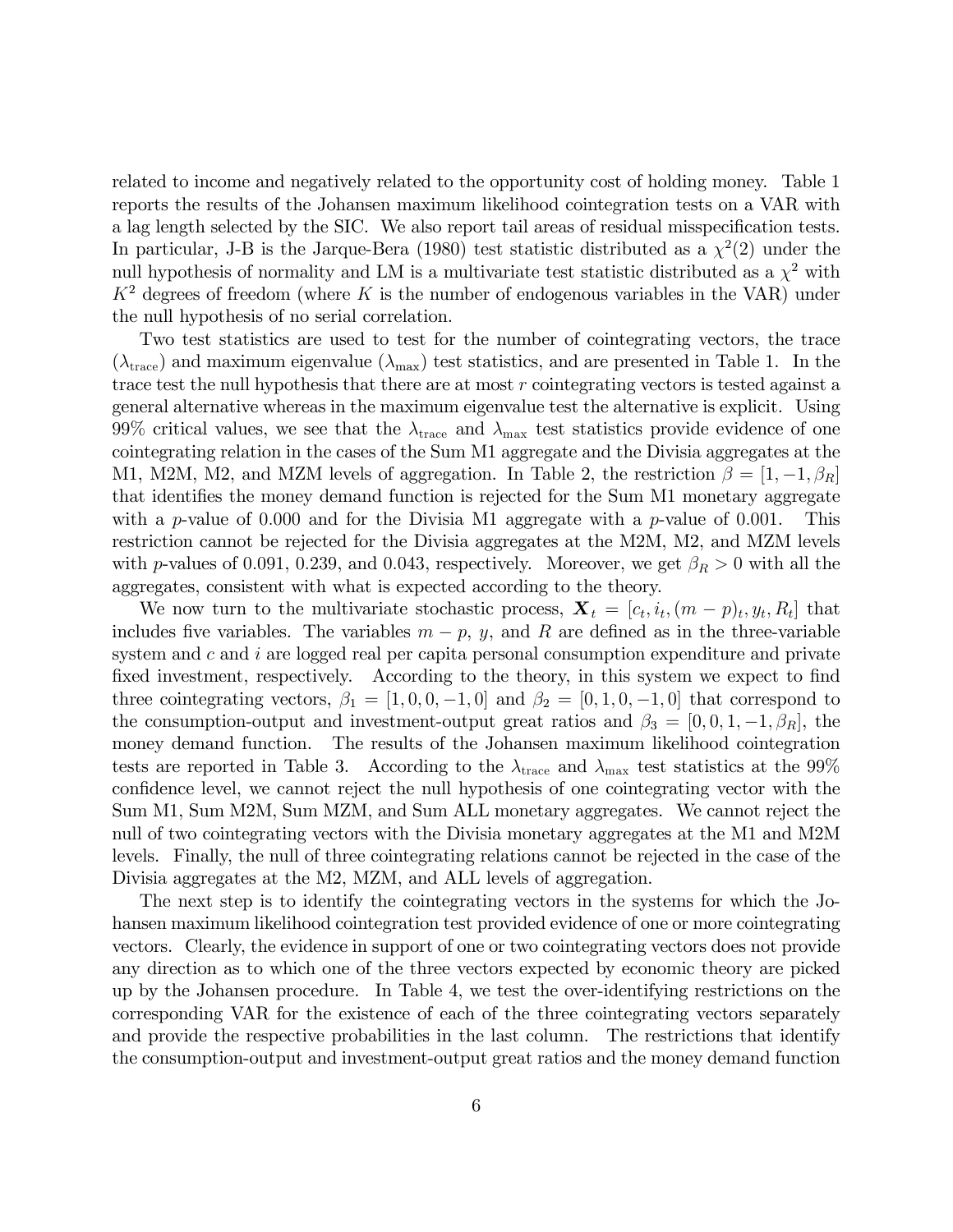related to income and negatively related to the opportunity cost of holding money. Table 1 reports the results of the Johansen maximum likelihood cointegration tests on a VAR with a lag length selected by the SIC. We also report tail areas of residual misspecification tests. In particular, J-B is the Jarque-Bera (1980) test statistic distributed as a $\chi^2(2)$ under the null hypothesis of normality and LM is a multivariate test statistic distributed as a $\chi^2$ with $K^2$ degrees of freedom (where $K$ is the number of endogenous variables in the VAR) under the null hypothesis of no serial correlation.

Two test statistics are used to test for the number of cointegrating vectors, the trace ($\lambda_{\text{trace}}$) and maximum eigenvalue ($\lambda_{\max}$) test statistics, and are presented in Table 1. In the trace test the null hypothesis that there are at most $r$ cointegrating vectors is tested against a general alternative whereas in the maximum eigenvalue test the alternative is explicit. Using 99% critical values, we see that the $\lambda_{\text{trace}}$ and $\lambda_{\max}$ test statistics provide evidence of one cointegrating relation in the cases of the Sum M1 aggregate and the Divisia aggregates at the M1, M2M, M2, and MZM levels of aggregation. In Table 2, the restriction $\beta = [1, -1, \beta_R]$ that identifies the money demand function is rejected for the Sum M1 monetary aggregate with a $p$-value of 0.000 and for the Divisia M1 aggregate with a $p$-value of 0.001. This restriction cannot be rejected for the Divisia aggregates at the M2M, M2, and MZM levels with $p$-values of 0.091, 0.239, and 0.043, respectively. Moreover, we get $\beta_R > 0$ with all the aggregates, consistent with what is expected according to the theory.

We now turn to the multivariate stochastic process, $\boldsymbol{X}_t = [c_t, i_t, (m-p)_t, y_t, R_t]$ that includes five variables. The variables $m - p$, $y$, and $R$ are defined as in the three-variable system and $c$ and $i$ are logged real per capita personal consumption expenditure and private fixed investment, respectively. According to the theory, in this system we expect to find three cointegrating vectors, $\beta_1 = [1, 0, 0, -1, 0]$ and $\beta_2 = [0, 1, 0, -1, 0]$ that correspond to the consumption-output and investment-output great ratios and $\beta_3 = [0, 0, 1, -1, \beta_R]$, the money demand function. The results of the Johansen maximum likelihood cointegration tests are reported in Table 3. According to the $\lambda_{\text{trace}}$ and $\lambda_{\max}$ test statistics at the 99% confidence level, we cannot reject the null hypothesis of one cointegrating vector with the Sum M1, Sum M2M, Sum MZM, and Sum ALL monetary aggregates. We cannot reject the null of two cointegrating vectors with the Divisia monetary aggregates at the M1 and M2M levels. Finally, the null of three cointegrating relations cannot be rejected in the case of the Divisia aggregates at the M2, MZM, and ALL levels of aggregation.

The next step is to identify the cointegrating vectors in the systems for which the Johansen maximum likelihood cointegration test provided evidence of one or more cointegrating vectors. Clearly, the evidence in support of one or two cointegrating vectors does not provide any direction as to which one of the three vectors expected by economic theory are picked up by the Johansen procedure. In Table 4, we test the over-identifying restrictions on the corresponding VAR for the existence of each of the three cointegrating vectors separately and provide the respective probabilities in the last column. The restrictions that identify the consumption-output and investment-output great ratios and the money demand function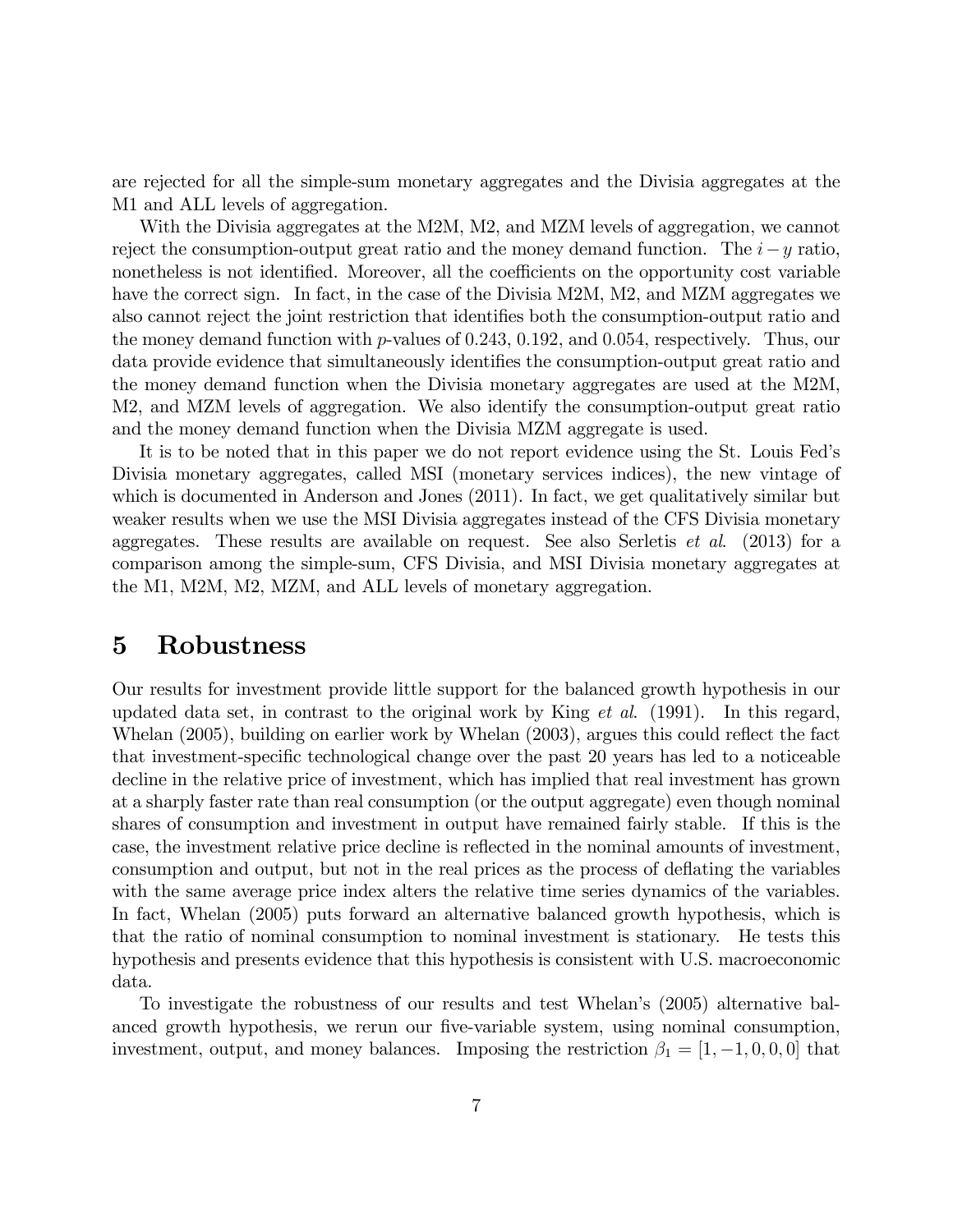are rejected for all the simple-sum monetary aggregates and the Divisia aggregates at the M1 and ALL levels of aggregation.

With the Divisia aggregates at the M2M, M2, and MZM levels of aggregation, we cannot reject the consumption-output great ratio and the money demand function. The $i-y$ ratio, nonetheless is not identified. Moreover, all the coefficients on the opportunity cost variable have the correct sign. In fact, in the case of the Divisia M2M, M2, and MZM aggregates we also cannot reject the joint restriction that identifies both the consumption-output ratio and the money demand function with $p$-values of 0.243, 0.192, and 0.054, respectively. Thus, our data provide evidence that simultaneously identifies the consumption-output great ratio and the money demand function when the Divisia monetary aggregates are used at the M2M, M2, and MZM levels of aggregation. We also identify the consumption-output great ratio and the money demand function when the Divisia MZM aggregate is used.

It is to be noted that in this paper we do not report evidence using the St. Louis Fed's Divisia monetary aggregates, called MSI (monetary services indices), the new vintage of which is documented in Anderson and Jones (2011). In fact, we get qualitatively similar but weaker results when we use the MSI Divisia aggregates instead of the CFS Divisia monetary aggregates. These results are available on request. See also Serletis *et al*. (2013) for a comparison among the simple-sum, CFS Divisia, and MSI Divisia monetary aggregates at the M1, M2M, M2, MZM, and ALL levels of monetary aggregation.

# 5 Robustness

Our results for investment provide little support for the balanced growth hypothesis in our updated data set, in contrast to the original work by King *et al*. (1991). In this regard, Whelan (2005), building on earlier work by Whelan (2003), argues this could reflect the fact that investment-specific technological change over the past 20 years has led to a noticeable decline in the relative price of investment, which has implied that real investment has grown at a sharply faster rate than real consumption (or the output aggregate) even though nominal shares of consumption and investment in output have remained fairly stable. If this is the case, the investment relative price decline is reflected in the nominal amounts of investment, consumption and output, but not in the real prices as the process of deflating the variables with the same average price index alters the relative time series dynamics of the variables. In fact, Whelan (2005) puts forward an alternative balanced growth hypothesis, which is that the ratio of nominal consumption to nominal investment is stationary. He tests this hypothesis and presents evidence that this hypothesis is consistent with U.S. macroeconomic data.

To investigate the robustness of our results and test Whelan's (2005) alternative balanced growth hypothesis, we rerun our five-variable system, using nominal consumption, investment, output, and money balances. Imposing the restriction $\beta_1 = [1, -1, 0, 0, 0]$ that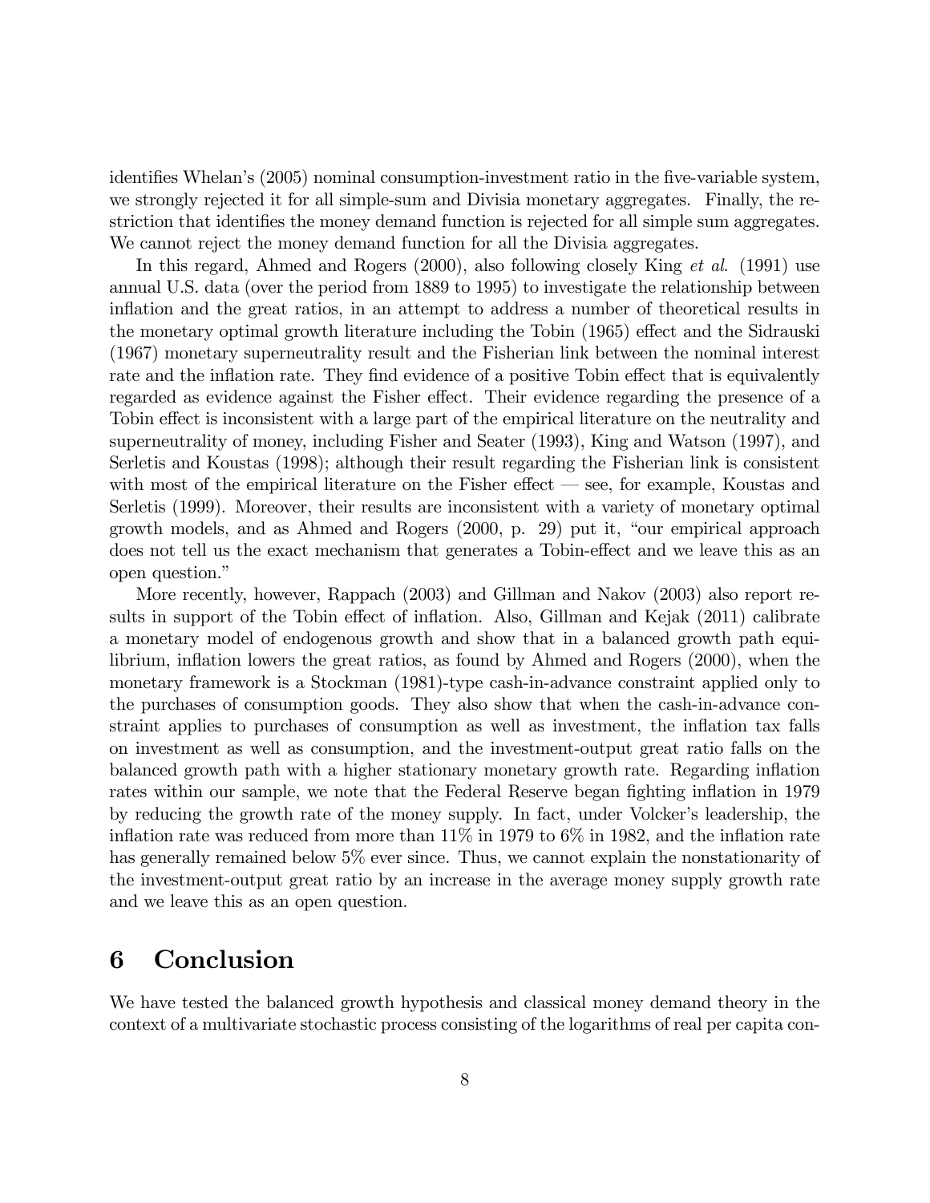identifies Whelan's (2005) nominal consumption-investment ratio in the five-variable system, we strongly rejected it for all simple-sum and Divisia monetary aggregates. Finally, the restriction that identifies the money demand function is rejected for all simple sum aggregates. We cannot reject the money demand function for all the Divisia aggregates.

In this regard, Ahmed and Rogers (2000), also following closely King *et al.* (1991) use annual U.S. data (over the period from 1889 to 1995) to investigate the relationship between inflation and the great ratios, in an attempt to address a number of theoretical results in the monetary optimal growth literature including the Tobin (1965) effect and the Sidrauski (1967) monetary superneutrality result and the Fisherian link between the nominal interest rate and the inflation rate. They find evidence of a positive Tobin effect that is equivalently regarded as evidence against the Fisher effect. Their evidence regarding the presence of a Tobin effect is inconsistent with a large part of the empirical literature on the neutrality and superneutrality of money, including Fisher and Seater (1993), King and Watson (1997), and Serletis and Koustas (1998); although their result regarding the Fisherian link is consistent with most of the empirical literature on the Fisher effect — see, for example, Koustas and Serletis (1999). Moreover, their results are inconsistent with a variety of monetary optimal growth models, and as Ahmed and Rogers (2000, p. 29) put it, "our empirical approach does not tell us the exact mechanism that generates a Tobin-effect and we leave this as an open question."

More recently, however, Rappach (2003) and Gillman and Nakov (2003) also report results in support of the Tobin effect of inflation. Also, Gillman and Kejak (2011) calibrate a monetary model of endogenous growth and show that in a balanced growth path equilibrium, inflation lowers the great ratios, as found by Ahmed and Rogers (2000), when the monetary framework is a Stockman (1981)-type cash-in-advance constraint applied only to the purchases of consumption goods. They also show that when the cash-in-advance constraint applies to purchases of consumption as well as investment, the inflation tax falls on investment as well as consumption, and the investment-output great ratio falls on the balanced growth path with a higher stationary monetary growth rate. Regarding inflation rates within our sample, we note that the Federal Reserve began fighting inflation in 1979 by reducing the growth rate of the money supply. In fact, under Volcker's leadership, the inflation rate was reduced from more than 11% in 1979 to 6% in 1982, and the inflation rate has generally remained below 5% ever since. Thus, we cannot explain the nonstationarity of the investment-output great ratio by an increase in the average money supply growth rate and we leave this as an open question.

# 6 Conclusion

We have tested the balanced growth hypothesis and classical money demand theory in the context of a multivariate stochastic process consisting of the logarithms of real per capita con-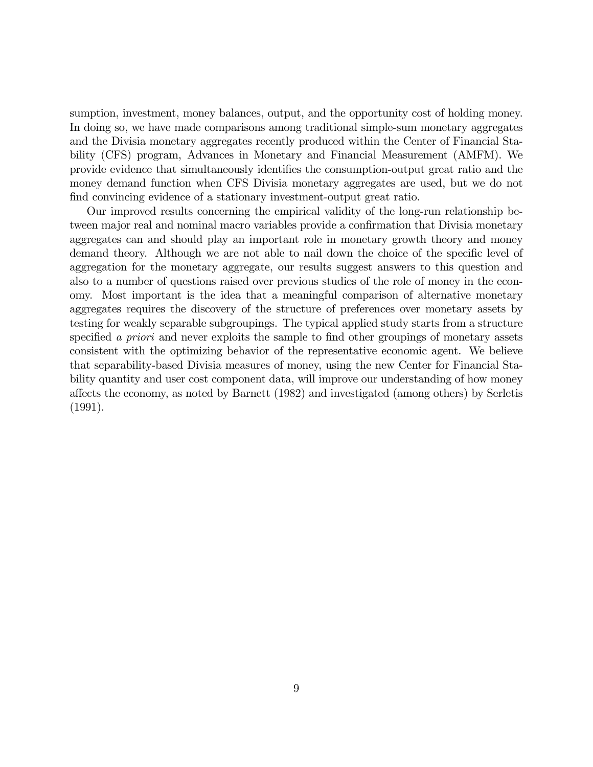sumption, investment, money balances, output, and the opportunity cost of holding money. In doing so, we have made comparisons among traditional simple-sum monetary aggregates and the Divisia monetary aggregates recently produced within the Center of Financial Stability (CFS) program, Advances in Monetary and Financial Measurement (AMFM). We provide evidence that simultaneously identifies the consumption-output great ratio and the money demand function when CFS Divisia monetary aggregates are used, but we do not find convincing evidence of a stationary investment-output great ratio.

Our improved results concerning the empirical validity of the long-run relationship between major real and nominal macro variables provide a confirmation that Divisia monetary aggregates can and should play an important role in monetary growth theory and money demand theory. Although we are not able to nail down the choice of the specific level of aggregation for the monetary aggregate, our results suggest answers to this question and also to a number of questions raised over previous studies of the role of money in the economy. Most important is the idea that a meaningful comparison of alternative monetary aggregates requires the discovery of the structure of preferences over monetary assets by testing for weakly separable subgroupings. The typical applied study starts from a structure specified *a priori* and never exploits the sample to find other groupings of monetary assets consistent with the optimizing behavior of the representative economic agent. We believe that separability-based Divisia measures of money, using the new Center for Financial Stability quantity and user cost component data, will improve our understanding of how money affects the economy, as noted by Barnett (1982) and investigated (among others) by Serletis (1991).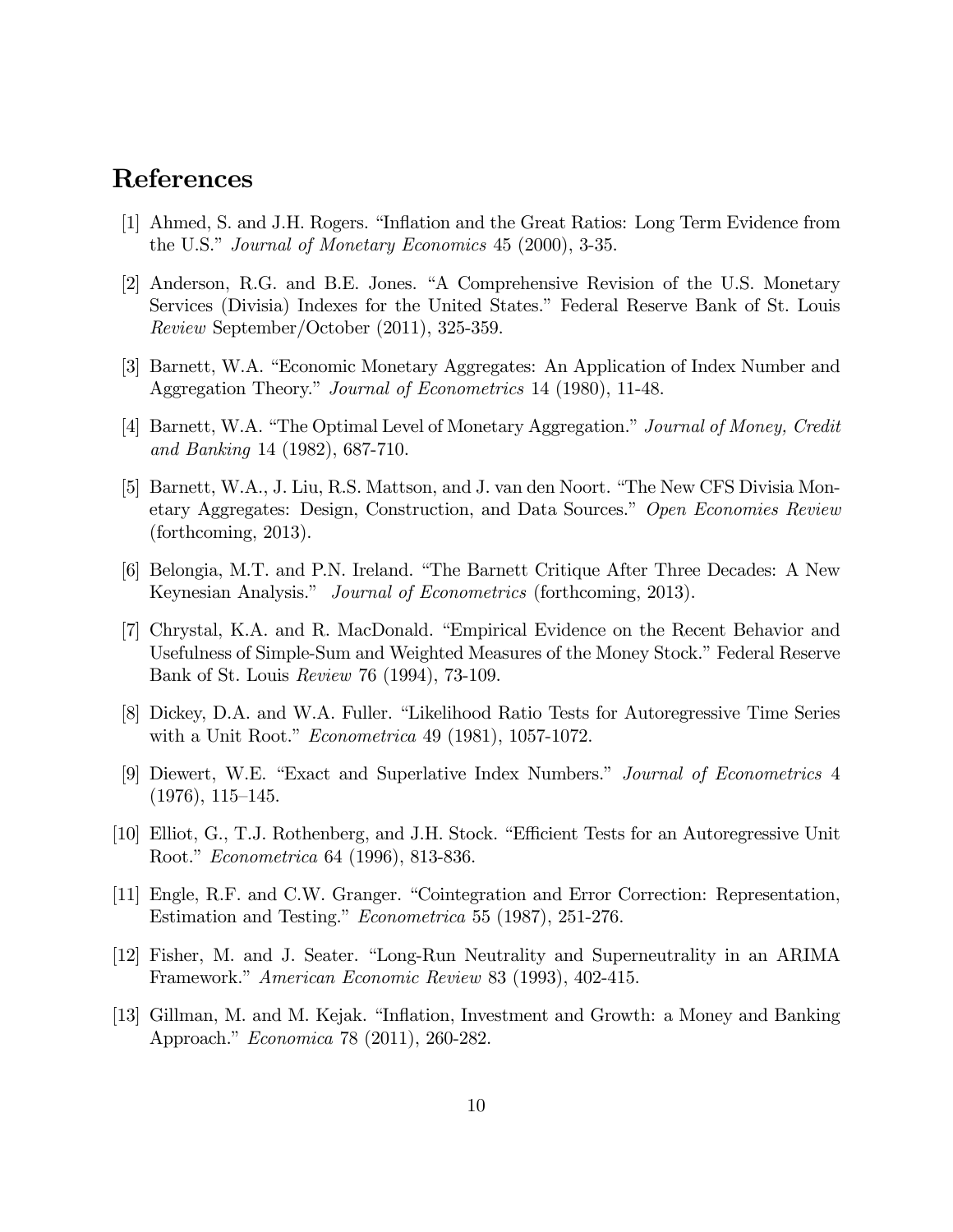# References

[1] Ahmed, S. and J.H. Rogers. "Inflation and the Great Ratios: Long Term Evidence from the U.S." *Journal of Monetary Economics* 45 (2000), 3-35.

[2] Anderson, R.G. and B.E. Jones. "A Comprehensive Revision of the U.S. Monetary Services (Divisia) Indexes for the United States." Federal Reserve Bank of St. Louis *Review* September/October (2011), 325-359.

[3] Barnett, W.A. "Economic Monetary Aggregates: An Application of Index Number and Aggregation Theory." *Journal of Econometrics* 14 (1980), 11-48.

[4] Barnett, W.A. "The Optimal Level of Monetary Aggregation." *Journal of Money, Credit and Banking* 14 (1982), 687-710.

[5] Barnett, W.A., J. Liu, R.S. Mattson, and J. van den Noort. "The New CFS Divisia Monetary Aggregates: Design, Construction, and Data Sources." *Open Economies Review* (forthcoming, 2013).

[6] Belongia, M.T. and P.N. Ireland. "The Barnett Critique After Three Decades: A New Keynesian Analysis." *Journal of Econometrics* (forthcoming, 2013).

[7] Chrystal, K.A. and R. MacDonald. "Empirical Evidence on the Recent Behavior and Usefulness of Simple-Sum and Weighted Measures of the Money Stock." Federal Reserve Bank of St. Louis *Review* 76 (1994), 73-109.

[8] Dickey, D.A. and W.A. Fuller. "Likelihood Ratio Tests for Autoregressive Time Series with a Unit Root." *Econometrica* 49 (1981), 1057-1072.

[9] Diewert, W.E. "Exact and Superlative Index Numbers." *Journal of Econometrics* 4 (1976), 115–145.

[10] Elliot, G., T.J. Rothenberg, and J.H. Stock. "Efficient Tests for an Autoregressive Unit Root." *Econometrica* 64 (1996), 813-836.

[11] Engle, R.F. and C.W. Granger. "Cointegration and Error Correction: Representation, Estimation and Testing." *Econometrica* 55 (1987), 251-276.

[12] Fisher, M. and J. Seater. "Long-Run Neutrality and Superneutrality in an ARIMA Framework." *American Economic Review* 83 (1993), 402-415.

[13] Gillman, M. and M. Kejak. "Inflation, Investment and Growth: a Money and Banking Approach." *Economica* 78 (2011), 260-282.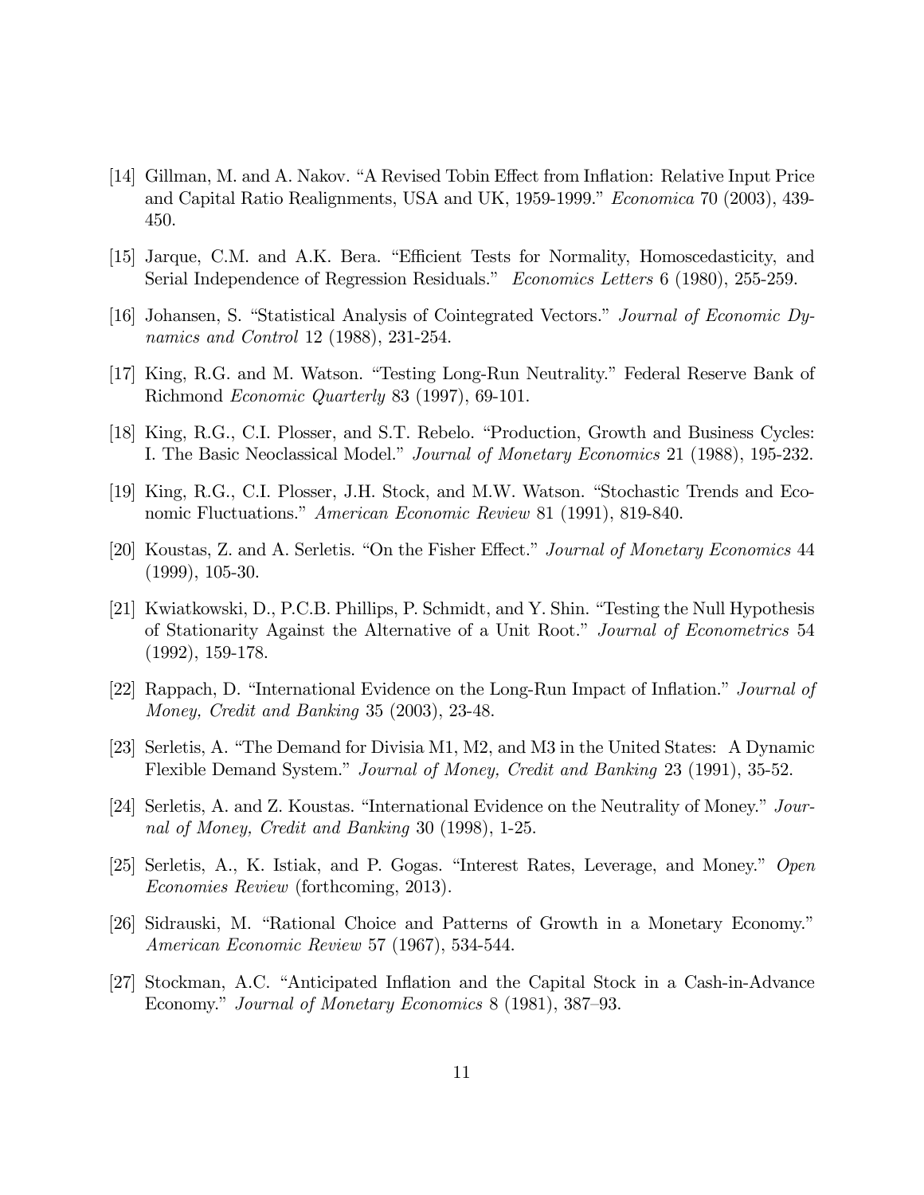[14] Gillman, M. and A. Nakov. "A Revised Tobin Effect from Inflation: Relative Input Price and Capital Ratio Realignments, USA and UK, 1959-1999." *Economica* 70 (2003), 439-450.

[15] Jarque, C.M. and A.K. Bera. "Efficient Tests for Normality, Homoscedasticity, and Serial Independence of Regression Residuals." *Economics Letters* 6 (1980), 255-259.

[16] Johansen, S. "Statistical Analysis of Cointegrated Vectors." *Journal of Economic Dynamics and Control* 12 (1988), 231-254.

[17] King, R.G. and M. Watson. "Testing Long-Run Neutrality." Federal Reserve Bank of Richmond *Economic Quarterly* 83 (1997), 69-101.

[18] King, R.G., C.I. Plosser, and S.T. Rebelo. "Production, Growth and Business Cycles: I. The Basic Neoclassical Model." *Journal of Monetary Economics* 21 (1988), 195-232.

[19] King, R.G., C.I. Plosser, J.H. Stock, and M.W. Watson. "Stochastic Trends and Economic Fluctuations." *American Economic Review* 81 (1991), 819-840.

[20] Koustas, Z. and A. Serletis. "On the Fisher Effect." *Journal of Monetary Economics* 44 (1999), 105-30.

[21] Kwiatkowski, D., P.C.B. Phillips, P. Schmidt, and Y. Shin. "Testing the Null Hypothesis of Stationarity Against the Alternative of a Unit Root." *Journal of Econometrics* 54 (1992), 159-178.

[22] Rappach, D. "International Evidence on the Long-Run Impact of Inflation." *Journal of Money, Credit and Banking* 35 (2003), 23-48.

[23] Serletis, A. "The Demand for Divisia M1, M2, and M3 in the United States: A Dynamic Flexible Demand System." *Journal of Money, Credit and Banking* 23 (1991), 35-52.

[24] Serletis, A. and Z. Koustas. "International Evidence on the Neutrality of Money." *Journal of Money, Credit and Banking* 30 (1998), 1-25.

[25] Serletis, A., K. Istiak, and P. Gogas. "Interest Rates, Leverage, and Money." *Open Economies Review* (forthcoming, 2013).

[26] Sidrauski, M. "Rational Choice and Patterns of Growth in a Monetary Economy." *American Economic Review* 57 (1967), 534-544.

[27] Stockman, A.C. "Anticipated Inflation and the Capital Stock in a Cash-in-Advance Economy." *Journal of Monetary Economics* 8 (1981), 387–93.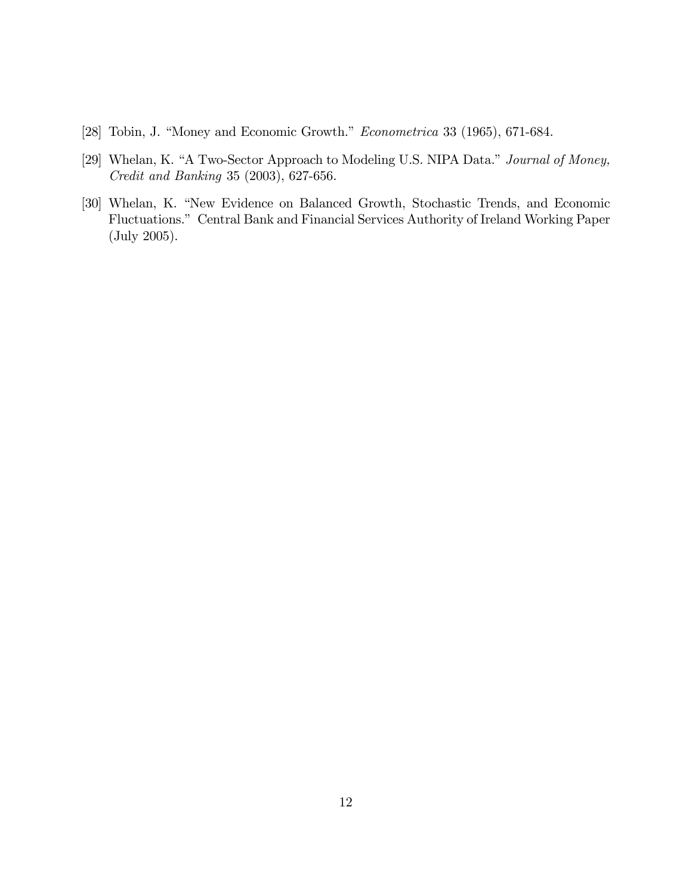[28] Tobin, J. "Money and Economic Growth." *Econometrica* 33 (1965), 671-684.

[29] Whelan, K. "A Two-Sector Approach to Modeling U.S. NIPA Data." *Journal of Money, Credit and Banking* 35 (2003), 627-656.

[30] Whelan, K. "New Evidence on Balanced Growth, Stochastic Trends, and Economic Fluctuations." Central Bank and Financial Services Authority of Ireland Working Paper (July 2005).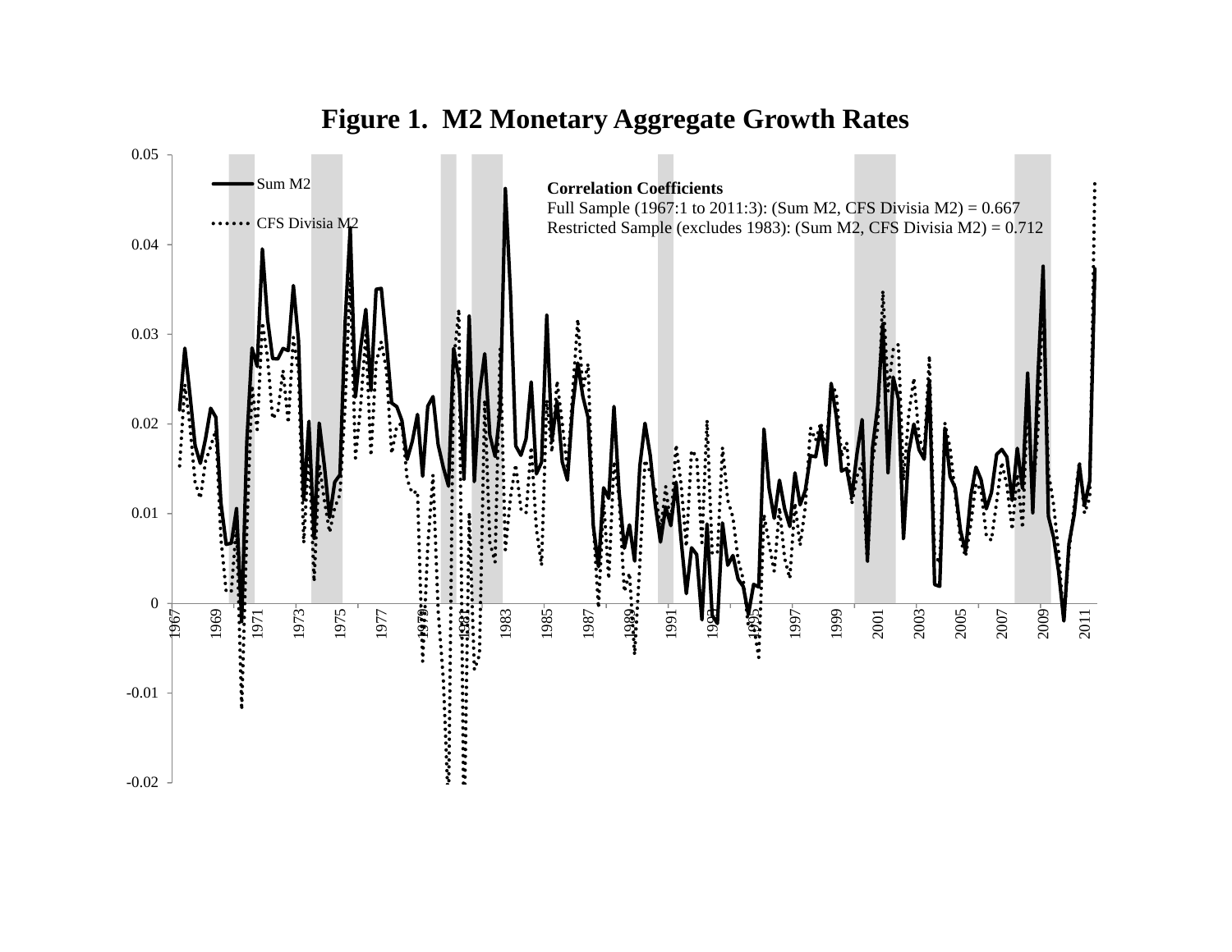# Figure 1. M2 Monetary Aggregate Growth Rates

**Correlation Coefficients**

Full Sample (1967:1 to 2011:3): (Sum M2, CFS Divisia M2) = 0.667

Restricted Sample (excludes 1983): (Sum M2, CFS Divisia M2) = 0.712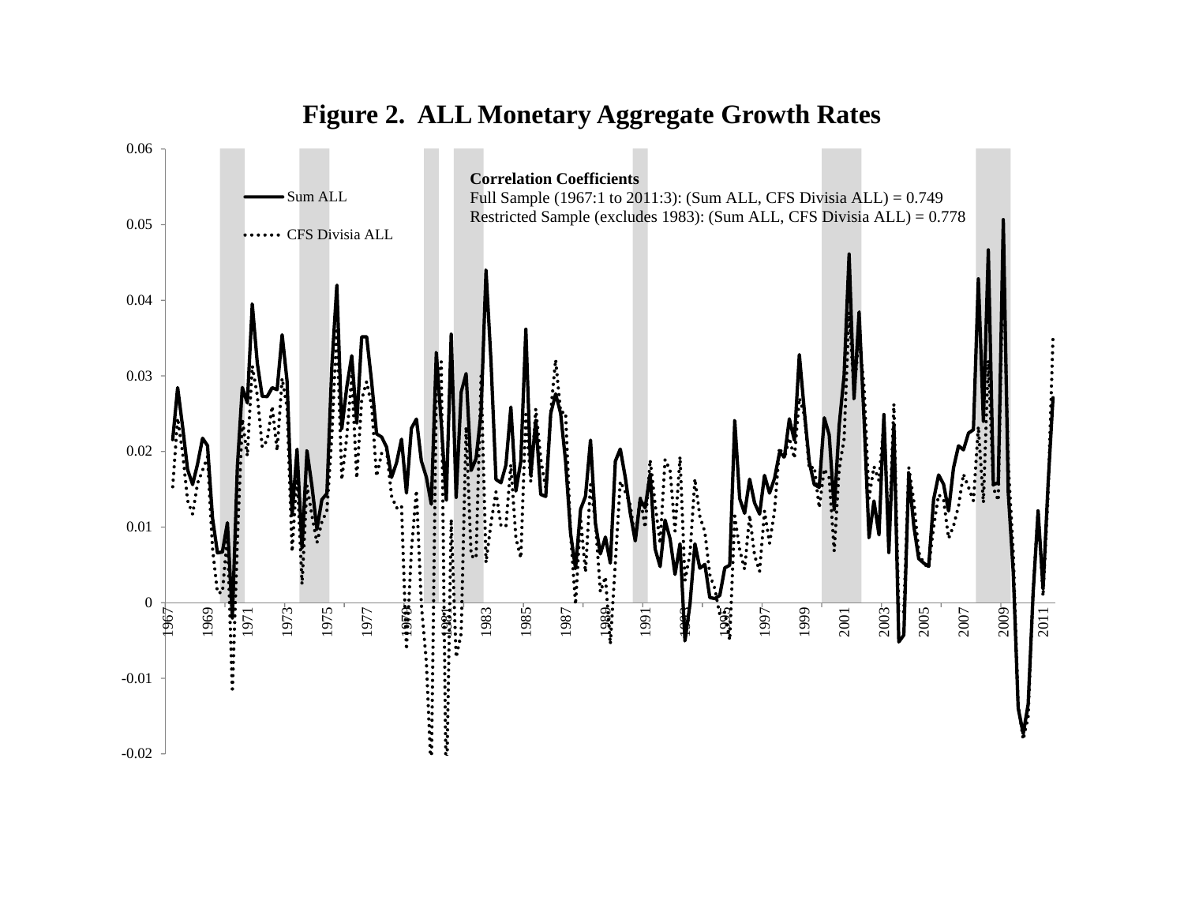# Figure 2. ALL Monetary Aggregate Growth Rates

**Correlation Coefficients**

Full Sample (1967:1 to 2011:3): (Sum ALL, CFS Divisia ALL) = 0.749

Restricted Sample (excludes 1983): (Sum ALL, CFS Divisia ALL) = 0.778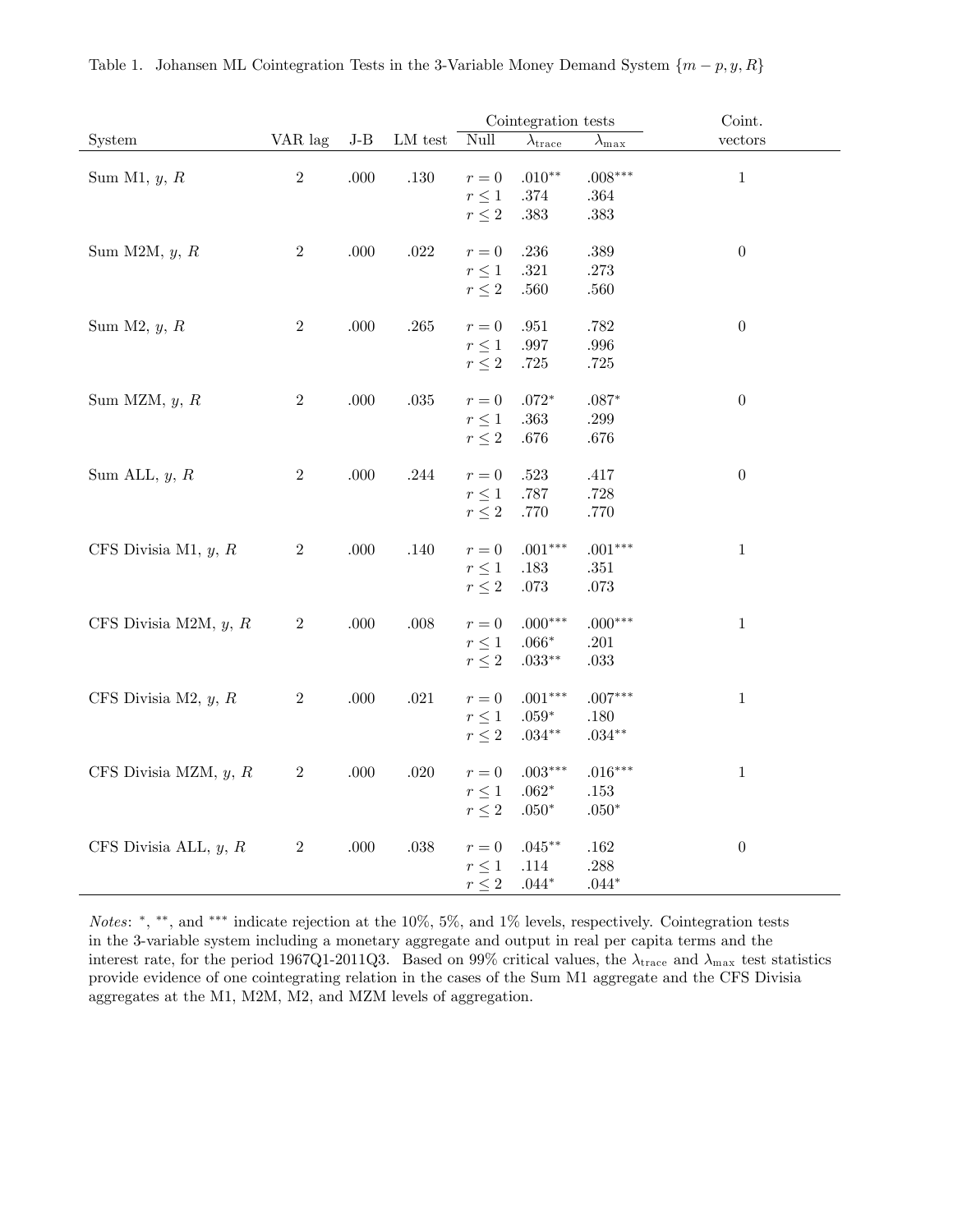Table 1. Johansen ML Cointegration Tests in the 3-Variable Money Demand System $\{m-p, y, R\}$

| System | VAR lag | J-B | LM test | Cointegration tests | | | Coint. |
|---|---|---|---|---|---|---|---|
| | | | | Null | $\lambda_{\text{trace}}$ | $\lambda_{\max}$ | vectors |
| Sum M1, $y$, $R$ | 2 | .000 | .130 | $r=0$ | .010** | .008*** | 1 |
| | | | | $r \leq 1$ | .374 | .364 | |
| | | | | $r \leq 2$ | .383 | .383 | |
| Sum M2M, $y$, $R$ | 2 | .000 | .022 | $r=0$ | .236 | .389 | 0 |
| | | | | $r \leq 1$ | .321 | .273 | |
| | | | | $r \leq 2$ | .560 | .560 | |
| Sum M2, $y$, $R$ | 2 | .000 | .265 | $r=0$ | .951 | .782 | 0 |
| | | | | $r \leq 1$ | .997 | .996 | |
| | | | | $r \leq 2$ | .725 | .725 | |
| Sum MZM, $y$, $R$ | 2 | .000 | .035 | $r=0$ | .072* | .087* | 0 |
| | | | | $r \leq 1$ | .363 | .299 | |
| | | | | $r \leq 2$ | .676 | .676 | |
| Sum ALL, $y$, $R$ | 2 | .000 | .244 | $r=0$ | .523 | .417 | 0 |
| | | | | $r \leq 1$ | .787 | .728 | |
| | | | | $r \leq 2$ | .770 | .770 | |
| CFS Divisia M1, $y$, $R$ | 2 | .000 | .140 | $r=0$ | .001*** | .001*** | 1 |
| | | | | $r \leq 1$ | .183 | .351 | |
| | | | | $r \leq 2$ | .073 | .073 | |
| CFS Divisia M2M, $y$, $R$ | 2 | .000 | .008 | $r=0$ | .000*** | .000*** | 1 |
| | | | | $r \leq 1$ | .066* | .201 | |
| | | | | $r \leq 2$ | .033** | .033 | |
| CFS Divisia M2, $y$, $R$ | 2 | .000 | .021 | $r=0$ | .001*** | .007*** | 1 |
| | | | | $r \leq 1$ | .059* | .180 | |
| | | | | $r \leq 2$ | .034** | .034** | |
| CFS Divisia MZM, $y$, $R$ | 2 | .000 | .020 | $r=0$ | .003*** | .016*** | 1 |
| | | | | $r \leq 1$ | .062* | .153 | |
| | | | | $r \leq 2$ | .050* | .050* | |
| CFS Divisia ALL, $y$, $R$ | 2 | .000 | .038 | $r=0$ | .045** | .162 | 0 |
| | | | | $r \leq 1$ | .114 | .288 | |
| | | | | $r \leq 2$ | .044* | .044* | |

*Notes*: *, **, and *** indicate rejection at the 10%, 5%, and 1% levels, respectively. Cointegration tests in the 3-variable system including a monetary aggregate and output in real per capita terms and the interest rate, for the period 1967Q1-2011Q3. Based on 99% critical values, the $\lambda_{\text{trace}}$ and $\lambda_{\max}$ test statistics provide evidence of one cointegrating relation in the cases of the Sum M1 aggregate and the CFS Divisia aggregates at the M1, M2M, M2, and MZM levels of aggregation.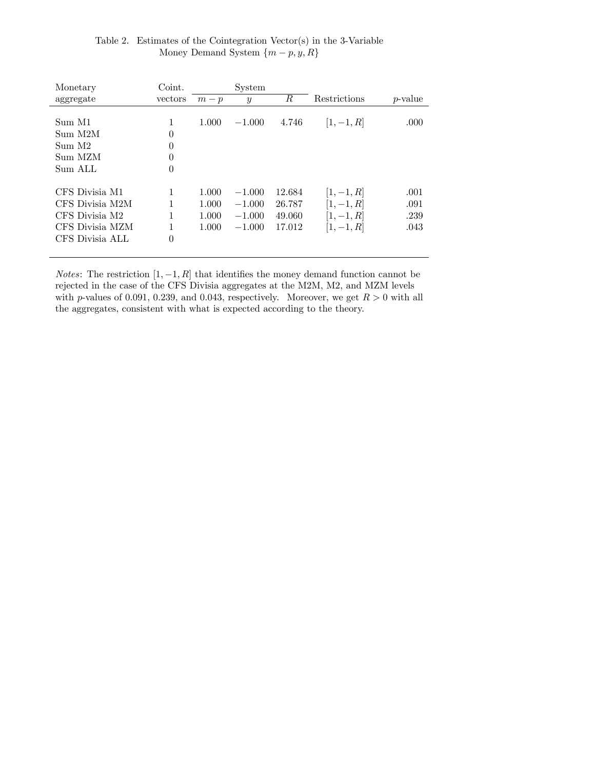Table 2. Estimates of the Cointegration Vector(s) in the 3-Variable Money Demand System $\{m-p, y, R\}$

| Monetary aggregate | Coint. vectors | System | | | Restrictions | $p$-value |
|---|---|---|---|---|---|---|
| | | $m-p$ | $y$ | $R$ | | |
| Sum M1 | 1 | 1.000 | −1.000 | 4.746 | $[1, -1, R]$ | .000 |
| Sum M2M | 0 | | | | | |
| Sum M2 | 0 | | | | | |
| Sum MZM | 0 | | | | | |
| Sum ALL | 0 | | | | | |
| CFS Divisia M1 | 1 | 1.000 | −1.000 | 12.684 | $[1, -1, R]$ | .001 |
| CFS Divisia M2M | 1 | 1.000 | −1.000 | 26.787 | $[1, -1, R]$ | .091 |
| CFS Divisia M2 | 1 | 1.000 | −1.000 | 49.060 | $[1, -1, R]$ | .239 |
| CFS Divisia MZM | 1 | 1.000 | −1.000 | 17.012 | $[1, -1, R]$ | .043 |
| CFS Divisia ALL | 0 | | | | | |

*Notes*: The restriction $[1, -1, R]$ that identifies the money demand function cannot be rejected in the case of the CFS Divisia aggregates at the M2M, M2, and MZM levels with $p$-values of 0.091, 0.239, and 0.043, respectively. Moreover, we get $R > 0$ with all the aggregates, consistent with what is expected according to the theory.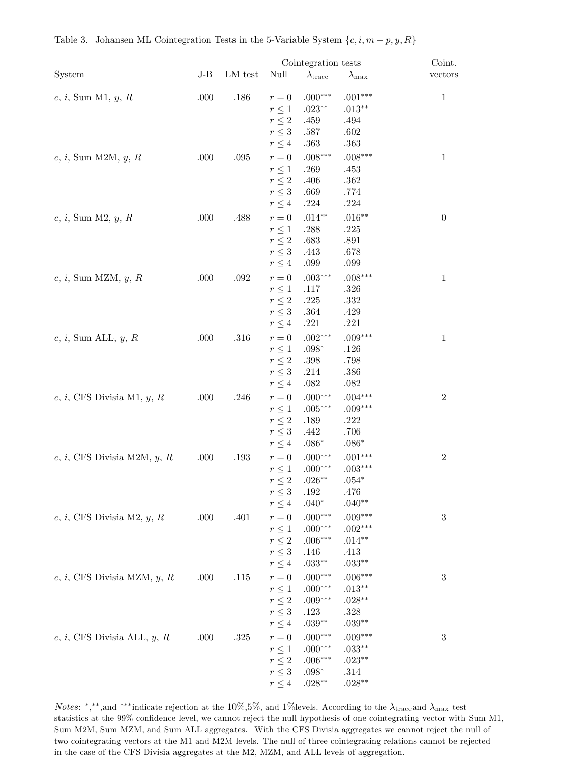Table 3. Johansen ML Cointegration Tests in the 5-Variable System $\{c, i, m-p, y, R\}$

| System | J-B | LM test | Cointegration tests | | | Coint. vectors |
|---|---|---|---|---|---|---|
| | | | Null | $\lambda_{\text{trace}}$ | $\lambda_{\max}$ | |
| $c$, $i$, Sum M1, $y$, $R$ | .000 | .186 | $r=0$ | .000$^{***}$ | .001$^{***}$ | 1 |
| | | | $r \leq 1$ | .023$^{**}$ | .013$^{**}$ | |
| | | | $r \leq 2$ | .459 | .494 | |
| | | | $r \leq 3$ | .587 | .602 | |
| | | | $r \leq 4$ | .363 | .363 | |
| $c$, $i$, Sum M2M, $y$, $R$ | .000 | .095 | $r=0$ | .008$^{***}$ | .008$^{***}$ | 1 |
| | | | $r \leq 1$ | .269 | .453 | |
| | | | $r \leq 2$ | .406 | .362 | |
| | | | $r \leq 3$ | .669 | .774 | |
| | | | $r \leq 4$ | .224 | .224 | |
| $c$, $i$, Sum M2, $y$, $R$ | .000 | .488 | $r=0$ | .014$^{**}$ | .016$^{**}$ | 0 |
| | | | $r \leq 1$ | .288 | .225 | |
| | | | $r \leq 2$ | .683 | .891 | |
| | | | $r \leq 3$ | .443 | .678 | |
| | | | $r \leq 4$ | .099 | .099 | |
| $c$, $i$, Sum MZM, $y$, $R$ | .000 | .092 | $r=0$ | .003$^{***}$ | .008$^{***}$ | 1 |
| | | | $r \leq 1$ | .117 | .326 | |
| | | | $r \leq 2$ | .225 | .332 | |
| | | | $r \leq 3$ | .364 | .429 | |
| | | | $r \leq 4$ | .221 | .221 | |
| $c$, $i$, Sum ALL, $y$, $R$ | .000 | .316 | $r=0$ | .002$^{***}$ | .009$^{***}$ | 1 |
| | | | $r \leq 1$ | .098$^{*}$ | .126 | |
| | | | $r \leq 2$ | .398 | .798 | |
| | | | $r \leq 3$ | .214 | .386 | |
| | | | $r \leq 4$ | .082 | .082 | |
| $c$, $i$, CFS Divisia M1, $y$, $R$ | .000 | .246 | $r=0$ | .000$^{***}$ | .004$^{***}$ | 2 |
| | | | $r \leq 1$ | .005$^{***}$ | .009$^{***}$ | |
| | | | $r \leq 2$ | .189 | .222 | |
| | | | $r \leq 3$ | .442 | .706 | |
| | | | $r \leq 4$ | .086$^{*}$ | .086$^{*}$ | |
| $c$, $i$, CFS Divisia M2M, $y$, $R$ | .000 | .193 | $r=0$ | .000$^{***}$ | .001$^{***}$ | 2 |
| | | | $r \leq 1$ | .000$^{***}$ | .003$^{***}$ | |
| | | | $r \leq 2$ | .026$^{**}$ | .054$^{*}$ | |
| | | | $r \leq 3$ | .192 | .476 | |
| | | | $r \leq 4$ | .040$^{*}$ | .040$^{**}$ | |
| $c$, $i$, CFS Divisia M2, $y$, $R$ | .000 | .401 | $r=0$ | .000$^{***}$ | .009$^{***}$ | 3 |
| | | | $r \leq 1$ | .000$^{***}$ | .002$^{***}$ | |
| | | | $r \leq 2$ | .006$^{***}$ | .014$^{**}$ | |
| | | | $r \leq 3$ | .146 | .413 | |
| | | | $r \leq 4$ | .033$^{**}$ | .033$^{**}$ | |
| $c$, $i$, CFS Divisia MZM, $y$, $R$ | .000 | .115 | $r=0$ | .000$^{***}$ | .006$^{***}$ | 3 |
| | | | $r \leq 1$ | .000$^{***}$ | .013$^{**}$ | |
| | | | $r \leq 2$ | .009$^{***}$ | .028$^{**}$ | |
| | | | $r \leq 3$ | .123 | .328 | |
| | | | $r \leq 4$ | .039$^{**}$ | .039$^{**}$ | |
| $c$, $i$, CFS Divisia ALL, $y$, $R$ | .000 | .325 | $r=0$ | .000$^{***}$ | .009$^{***}$ | 3 |
| | | | $r \leq 1$ | .000$^{***}$ | .033$^{**}$ | |
| | | | $r \leq 2$ | .006$^{***}$ | .023$^{**}$ | |
| | | | $r \leq 3$ | .098$^{*}$ | .314 | |
| | | | $r \leq 4$ | .028$^{**}$ | .028$^{**}$ | |

*Notes*: $^{*}$,$^{**}$,and $^{***}$indicate rejection at the 10%,5%, and 1%levels. According to the $\lambda_{\text{trace}}$and $\lambda_{\max}$ test statistics at the 99% confidence level, we cannot reject the null hypothesis of one cointegrating vector with Sum M1, Sum M2M, Sum MZM, and Sum ALL aggregates. With the CFS Divisia aggregates we cannot reject the null of two cointegrating vectors at the M1 and M2M levels. The null of three cointegrating relations cannot be rejected in the case of the CFS Divisia aggregates at the M2, MZM, and ALL levels of aggregation.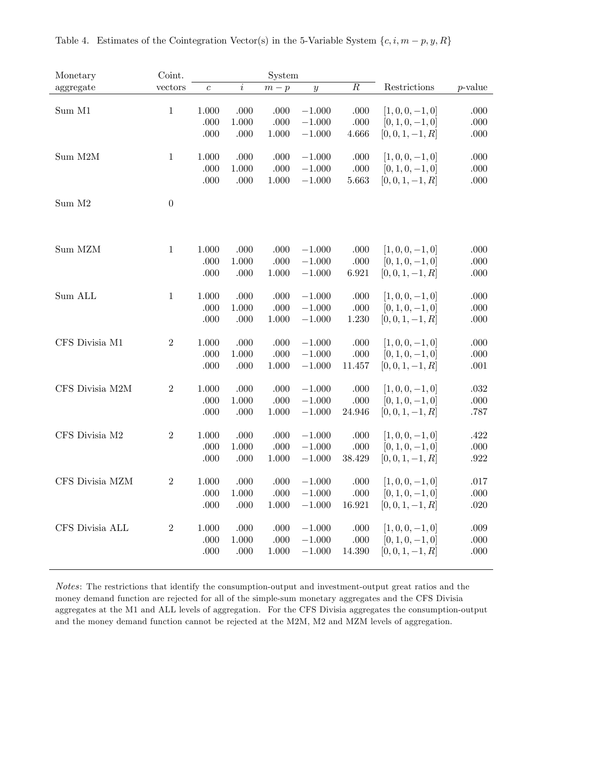Table 4. Estimates of the Cointegration Vector(s) in the 5-Variable System $\{c, i, m-p, y, R\}$

| Monetary aggregate | Coint. vectors | System | | | | | Restrictions | $p$-value |
|---|---|---|---|---|---|---|---|---|
| | | $c$ | $i$ | $m-p$ | $y$ | $R$ | | |
| Sum M1 | 1 | 1.000 | .000 | .000 | −1.000 | .000 | $[1, 0, 0, -1, 0]$ | .000 |
| | | .000 | 1.000 | .000 | −1.000 | .000 | $[0, 1, 0, -1, 0]$ | .000 |
| | | .000 | .000 | 1.000 | −1.000 | 4.666 | $[0, 0, 1, -1, R]$ | .000 |
| Sum M2M | 1 | 1.000 | .000 | .000 | −1.000 | .000 | $[1, 0, 0, -1, 0]$ | .000 |
| | | .000 | 1.000 | .000 | −1.000 | .000 | $[0, 1, 0, -1, 0]$ | .000 |
| | | .000 | .000 | 1.000 | −1.000 | 5.663 | $[0, 0, 1, -1, R]$ | .000 |
| Sum M2 | 0 | | | | | | | |
| Sum MZM | 1 | 1.000 | .000 | .000 | −1.000 | .000 | $[1, 0, 0, -1, 0]$ | .000 |
| | | .000 | 1.000 | .000 | −1.000 | .000 | $[0, 1, 0, -1, 0]$ | .000 |
| | | .000 | .000 | 1.000 | −1.000 | 6.921 | $[0, 0, 1, -1, R]$ | .000 |
| Sum ALL | 1 | 1.000 | .000 | .000 | −1.000 | .000 | $[1, 0, 0, -1, 0]$ | .000 |
| | | .000 | 1.000 | .000 | −1.000 | .000 | $[0, 1, 0, -1, 0]$ | .000 |
| | | .000 | .000 | 1.000 | −1.000 | 1.230 | $[0, 0, 1, -1, R]$ | .000 |
| CFS Divisia M1 | 2 | 1.000 | .000 | .000 | −1.000 | .000 | $[1, 0, 0, -1, 0]$ | .000 |
| | | .000 | 1.000 | .000 | −1.000 | .000 | $[0, 1, 0, -1, 0]$ | .000 |
| | | .000 | .000 | 1.000 | −1.000 | 11.457 | $[0, 0, 1, -1, R]$ | .001 |
| CFS Divisia M2M | 2 | 1.000 | .000 | .000 | −1.000 | .000 | $[1, 0, 0, -1, 0]$ | .032 |
| | | .000 | 1.000 | .000 | −1.000 | .000 | $[0, 1, 0, -1, 0]$ | .000 |
| | | .000 | .000 | 1.000 | −1.000 | 24.946 | $[0, 0, 1, -1, R]$ | .787 |
| CFS Divisia M2 | 2 | 1.000 | .000 | .000 | −1.000 | .000 | $[1, 0, 0, -1, 0]$ | .422 |
| | | .000 | 1.000 | .000 | −1.000 | .000 | $[0, 1, 0, -1, 0]$ | .000 |
| | | .000 | .000 | 1.000 | −1.000 | 38.429 | $[0, 0, 1, -1, R]$ | .922 |
| CFS Divisia MZM | 2 | 1.000 | .000 | .000 | −1.000 | .000 | $[1, 0, 0, -1, 0]$ | .017 |
| | | .000 | 1.000 | .000 | −1.000 | .000 | $[0, 1, 0, -1, 0]$ | .000 |
| | | .000 | .000 | 1.000 | −1.000 | 16.921 | $[0, 0, 1, -1, R]$ | .020 |
| CFS Divisia ALL | 2 | 1.000 | .000 | .000 | −1.000 | .000 | $[1, 0, 0, -1, 0]$ | .009 |
| | | .000 | 1.000 | .000 | −1.000 | .000 | $[0, 1, 0, -1, 0]$ | .000 |
| | | .000 | .000 | 1.000 | −1.000 | 14.390 | $[0, 0, 1, -1, R]$ | .000 |

*Notes*: The restrictions that identify the consumption-output and investment-output great ratios and the money demand function are rejected for all of the simple-sum monetary aggregates and the CFS Divisia aggregates at the M1 and ALL levels of aggregation. For the CFS Divisia aggregates the consumption-output and the money demand function cannot be rejected at the M2M, M2 and MZM levels of aggregation.